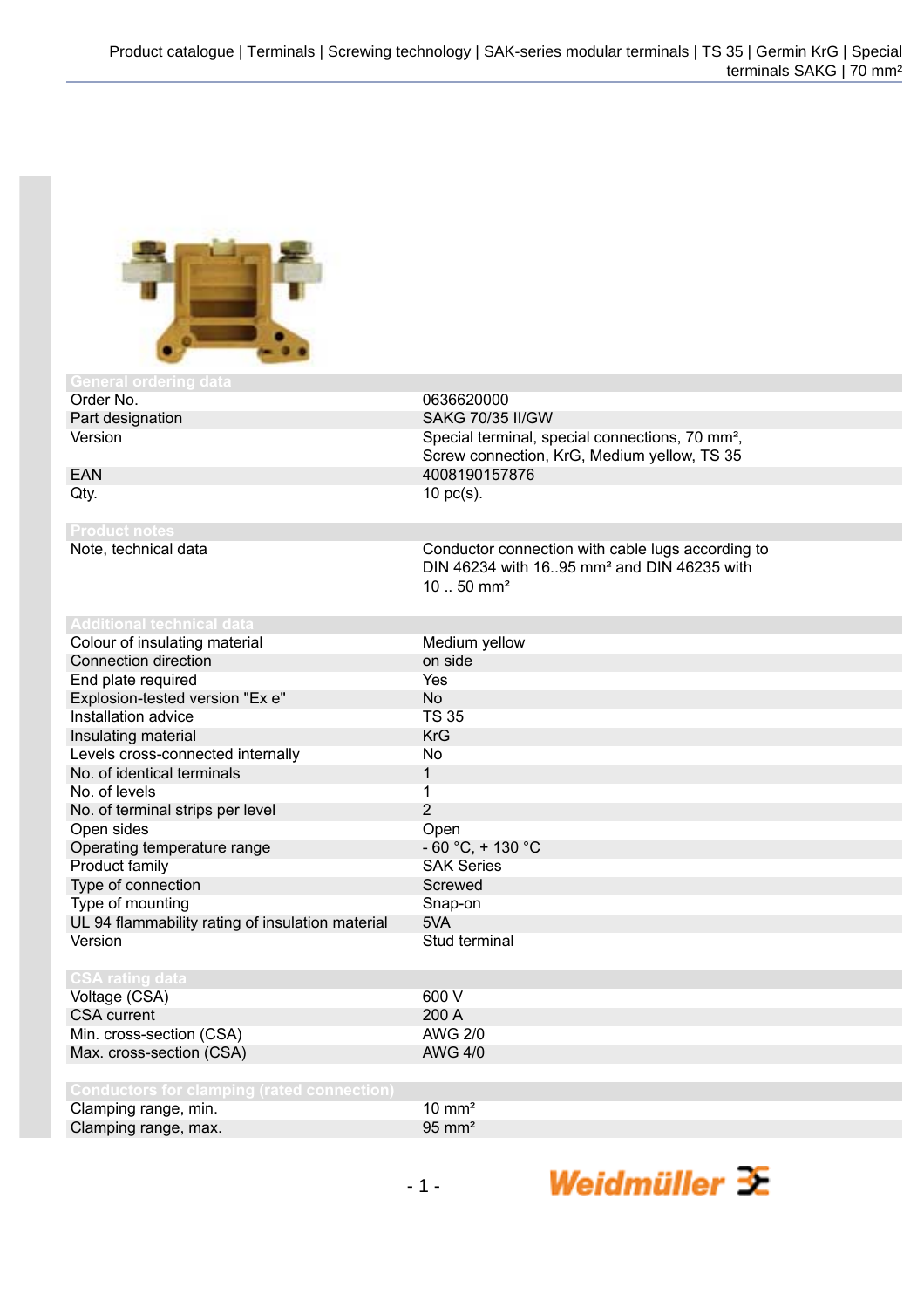## General ordering data

| | |
|---|---|
| Order No. | 0636620000 |
| Part designation | SAKG 70/35 II/GW |
| Version | Special terminal, special connections, 70 mm², Screw connection, KrG, Medium yellow, TS 35 |
| EAN | 4008190157876 |
| Qty. | 10 pc(s). |

## Product notes

| | |
|---|---|
| Note, technical data | Conductor connection with cable lugs according to DIN 46234 with 16..95 mm² and DIN 46235 with 10 .. 50 mm² |

## Additional technical data

| | |
|---|---|
| Colour of insulating material | Medium yellow |
| Connection direction | on side |
| End plate required | Yes |
| Explosion-tested version "Ex e" | No |
| Installation advice | TS 35 |
| Insulating material | KrG |
| Levels cross-connected internally | No |
| No. of identical terminals | 1 |
| No. of levels | 1 |
| No. of terminal strips per level | 2 |
| Open sides | Open |
| Operating temperature range | - 60 °C, + 130 °C |
| Product family | SAK Series |
| Type of connection | Screwed |
| Type of mounting | Snap-on |
| UL 94 flammability rating of insulation material | 5VA |
| Version | Stud terminal |

## CSA rating data

| | |
|---|---|
| Voltage (CSA) | 600 V |
| CSA current | 200 A |
| Min. cross-section (CSA) | AWG 2/0 |
| Max. cross-section (CSA) | AWG 4/0 |

## Conductors for clamping (rated connection)

| | |
|---|---|
| Clamping range, min. | 10 mm² |
| Clamping range, max. | 95 mm² |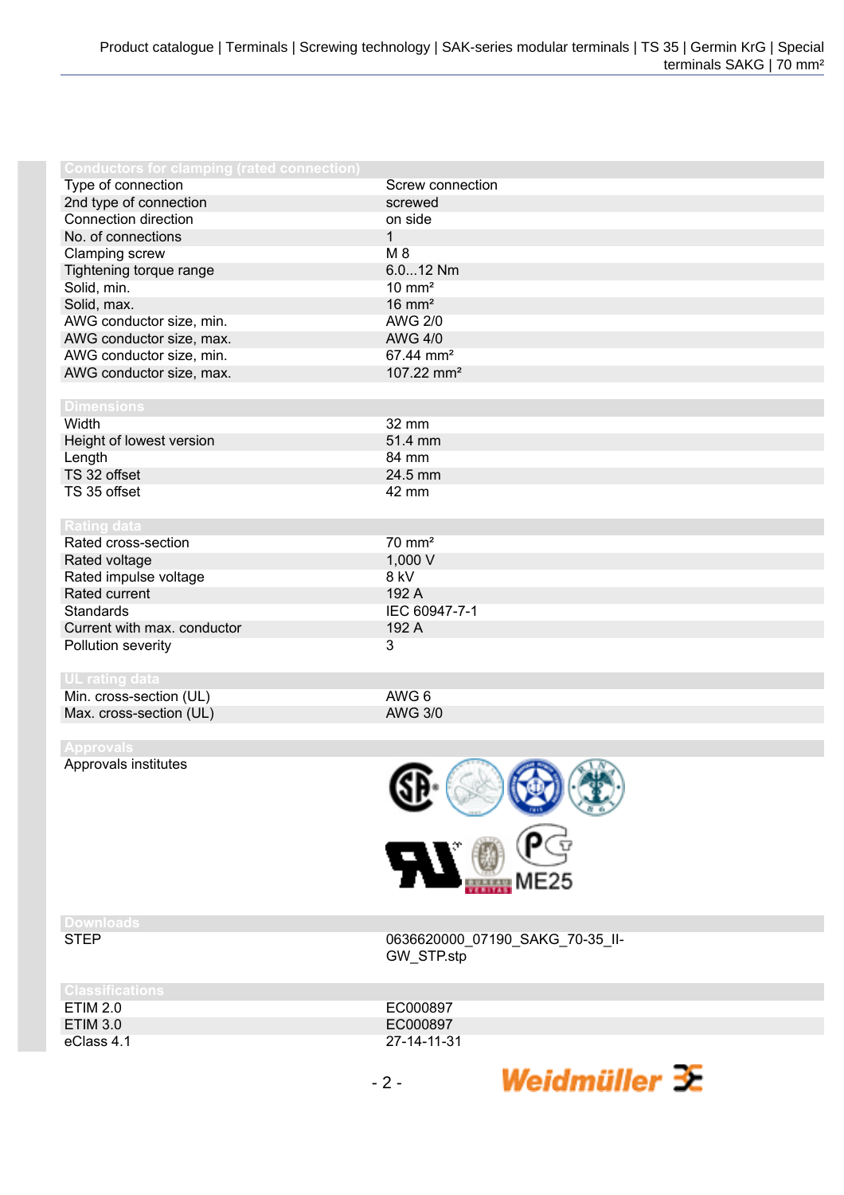## Conductors for clamping (rated connection)

| | |
|---|---|
| Type of connection | Screw connection |
| 2nd type of connection | screwed |
| Connection direction | on side |
| No. of connections | 1 |
| Clamping screw | M 8 |
| Tightening torque range | 6.0...12 Nm |
| Solid, min. | 10 mm² |
| Solid, max. | 16 mm² |
| AWG conductor size, min. | AWG 2/0 |
| AWG conductor size, max. | AWG 4/0 |
| AWG conductor size, min. | 67.44 mm² |
| AWG conductor size, max. | 107.22 mm² |

## Dimensions

| | |
|---|---|
| Width | 32 mm |
| Height of lowest version | 51.4 mm |
| Length | 84 mm |
| TS 32 offset | 24.5 mm |
| TS 35 offset | 42 mm |

## Rating data

| | |
|---|---|
| Rated cross-section | 70 mm² |
| Rated voltage | 1,000 V |
| Rated impulse voltage | 8 kV |
| Rated current | 192 A |
| Standards | IEC 60947-7-1 |
| Current with max. conductor | 192 A |
| Pollution severity | 3 |

## UL rating data

| | |
|---|---|
| Min. cross-section (UL) | AWG 6 |
| Max. cross-section (UL) | AWG 3/0 |

## Approvals

| | |
|---|---|
| Approvals institutes | ME25 |

## Downloads

| | |
|---|---|
| STEP | 0636620000_07190_SAKG_70-35_II-GW_STP.stp |

## Classifications

| | |
|---|---|
| ETIM 2.0 | EC000897 |
| ETIM 3.0 | EC000897 |
| eClass 4.1 | 27-14-11-31 |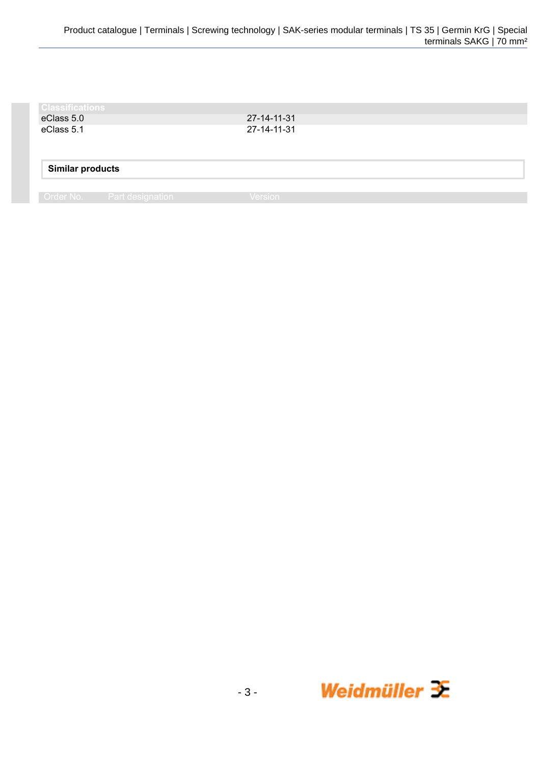| Classifications | |
|---|---|
| eClass 5.0 | 27-14-11-31 |
| eClass 5.1 | 27-14-11-31 |

**Similar products**

| Order No. | Part designation | Version |
|---|---|---|